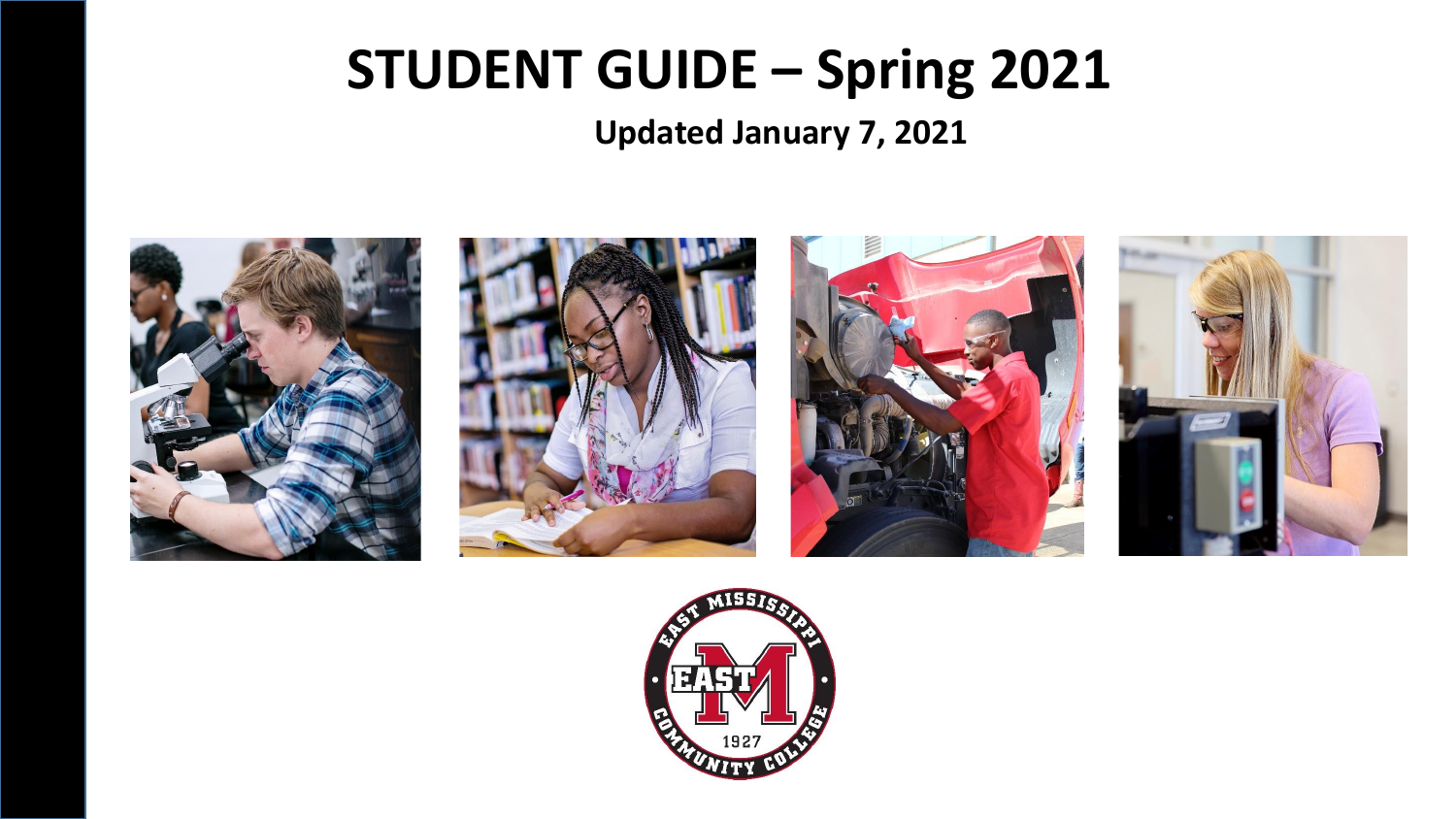# STUDENT GUIDE – Spring 2021

**Updated January 7, 2021**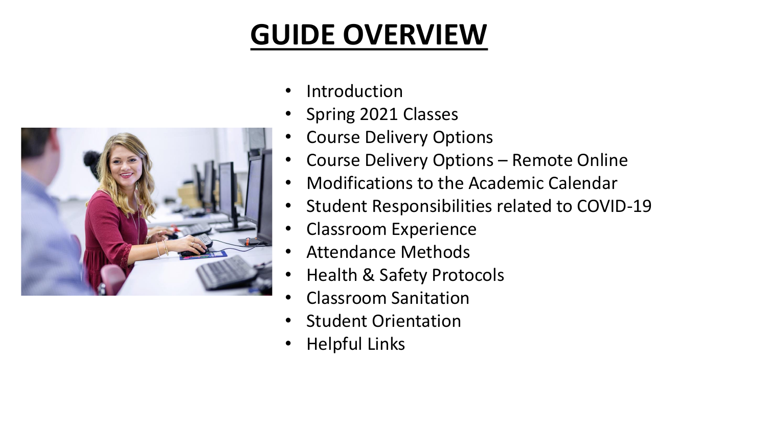# GUIDE OVERVIEW

- Introduction
- Spring 2021 Classes
- Course Delivery Options
- Course Delivery Options – Remote Online
- Modifications to the Academic Calendar
- Student Responsibilities related to COVID-19
- Classroom Experience
- Attendance Methods
- Health & Safety Protocols
- Classroom Sanitation
- Student Orientation
- Helpful Links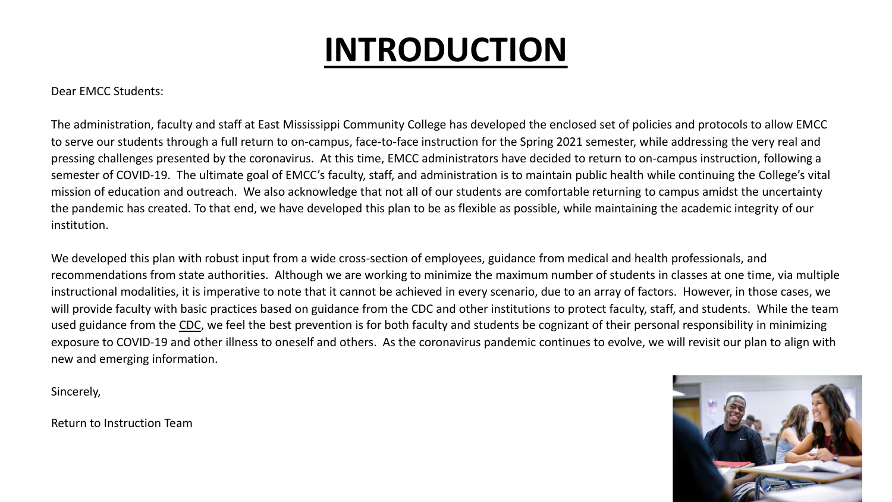# INTRODUCTION

Dear EMCC Students:

The administration, faculty and staff at East Mississippi Community College has developed the enclosed set of policies and protocols to allow EMCC to serve our students through a full return to on-campus, face-to-face instruction for the Spring 2021 semester, while addressing the very real and pressing challenges presented by the coronavirus. At this time, EMCC administrators have decided to return to on-campus instruction, following a semester of COVID-19. The ultimate goal of EMCC's faculty, staff, and administration is to maintain public health while continuing the College's vital mission of education and outreach. We also acknowledge that not all of our students are comfortable returning to campus amidst the uncertainty the pandemic has created. To that end, we have developed this plan to be as flexible as possible, while maintaining the academic integrity of our institution.

We developed this plan with robust input from a wide cross-section of employees, guidance from medical and health professionals, and recommendations from state authorities. Although we are working to minimize the maximum number of students in classes at one time, via multiple instructional modalities, it is imperative to note that it cannot be achieved in every scenario, due to an array of factors. However, in those cases, we will provide faculty with basic practices based on guidance from the CDC and other institutions to protect faculty, staff, and students. While the team used guidance from the CDC, we feel the best prevention is for both faculty and students be cognizant of their personal responsibility in minimizing exposure to COVID-19 and other illness to oneself and others. As the coronavirus pandemic continues to evolve, we will revisit our plan to align with new and emerging information.

Sincerely,

Return to Instruction Team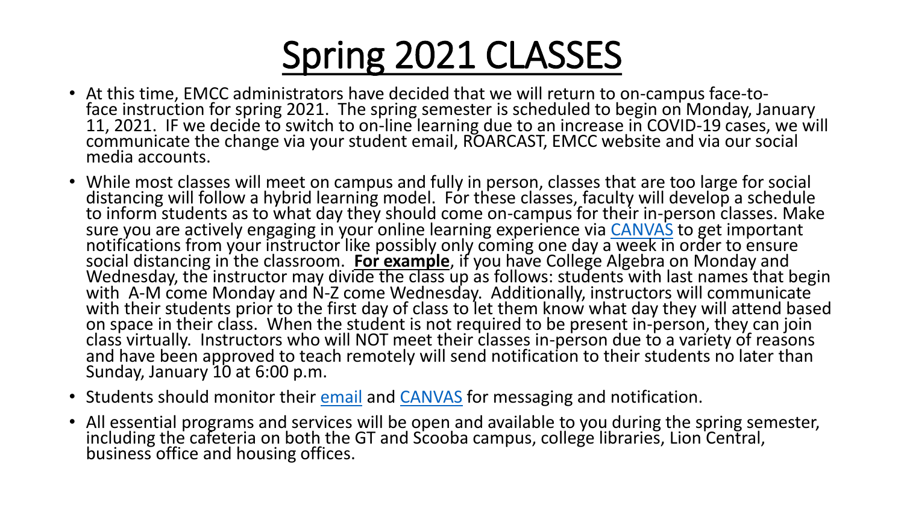# Spring 2021 CLASSES

- At this time, EMCC administrators have decided that we will return to on-campus face-to-face instruction for spring 2021. The spring semester is scheduled to begin on Monday, January 11, 2021. IF we decide to switch to on-line learning due to an increase in COVID-19 cases, we will communicate the change via your student email, ROARCAST, EMCC website and via our social media accounts.
- While most classes will meet on campus and fully in person, classes that are too large for social distancing will follow a hybrid learning model. For these classes, faculty will develop a schedule to inform students as to what day they should come on-campus for their in-person classes. Make sure you are actively engaging in your online learning experience via CANVAS to get important notifications from your instructor like possibly only coming one day a week in order to ensure social distancing in the classroom. **For example**, if you have College Algebra on Monday and Wednesday, the instructor may divide the class up as follows: students with last names that begin with A-M come Monday and N-Z come Wednesday. Additionally, instructors will communicate with their students prior to the first day of class to let them know what day they will attend based on space in their class. When the student is not required to be present in-person, they can join class virtually. Instructors who will NOT meet their classes in-person due to a variety of reasons and have been approved to teach remotely will send notification to their students no later than Sunday, January 10 at 6:00 p.m.
- Students should monitor their email and CANVAS for messaging and notification.
- All essential programs and services will be open and available to you during the spring semester, including the cafeteria on both the GT and Scooba campus, college libraries, Lion Central, business office and housing offices.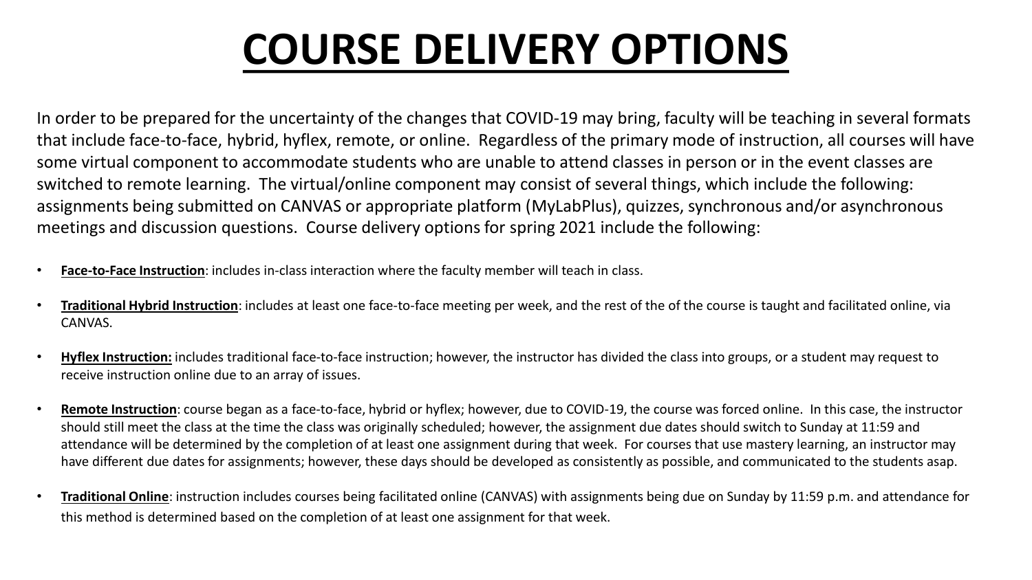# COURSE DELIVERY OPTIONS

In order to be prepared for the uncertainty of the changes that COVID-19 may bring, faculty will be teaching in several formats that include face-to-face, hybrid, hyflex, remote, or online. Regardless of the primary mode of instruction, all courses will have some virtual component to accommodate students who are unable to attend classes in person or in the event classes are switched to remote learning. The virtual/online component may consist of several things, which include the following: assignments being submitted on CANVAS or appropriate platform (MyLabPlus), quizzes, synchronous and/or asynchronous meetings and discussion questions. Course delivery options for spring 2021 include the following:

- **Face-to-Face Instruction**: includes in-class interaction where the faculty member will teach in class.
- **Traditional Hybrid Instruction**: includes at least one face-to-face meeting per week, and the rest of the of the course is taught and facilitated online, via CANVAS.
- **Hyflex Instruction:** includes traditional face-to-face instruction; however, the instructor has divided the class into groups, or a student may request to receive instruction online due to an array of issues.
- **Remote Instruction**: course began as a face-to-face, hybrid or hyflex; however, due to COVID-19, the course was forced online. In this case, the instructor should still meet the class at the time the class was originally scheduled; however, the assignment due dates should switch to Sunday at 11:59 and attendance will be determined by the completion of at least one assignment during that week. For courses that use mastery learning, an instructor may have different due dates for assignments; however, these days should be developed as consistently as possible, and communicated to the students asap.
- **Traditional Online**: instruction includes courses being facilitated online (CANVAS) with assignments being due on Sunday by 11:59 p.m. and attendance for this method is determined based on the completion of at least one assignment for that week.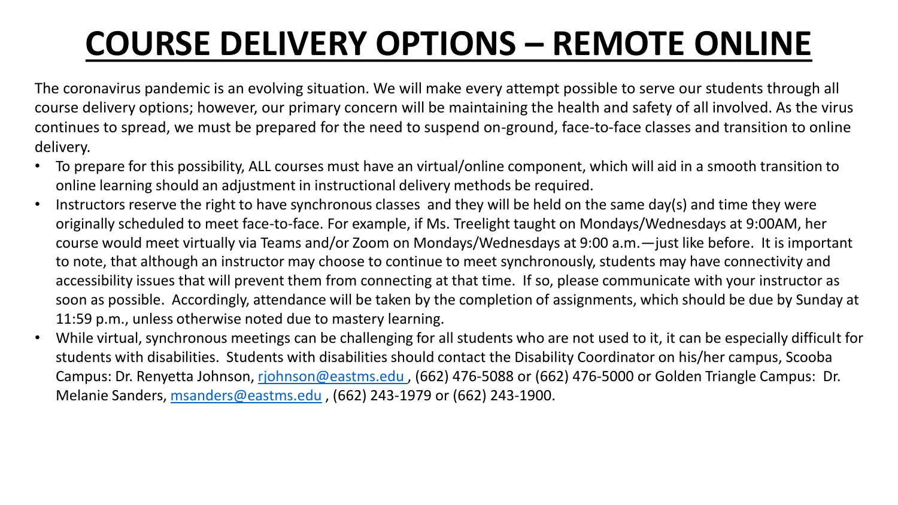# COURSE DELIVERY OPTIONS – REMOTE ONLINE

The coronavirus pandemic is an evolving situation. We will make every attempt possible to serve our students through all course delivery options; however, our primary concern will be maintaining the health and safety of all involved. As the virus continues to spread, we must be prepared for the need to suspend on-ground, face-to-face classes and transition to online delivery.

- To prepare for this possibility, ALL courses must have an virtual/online component, which will aid in a smooth transition to online learning should an adjustment in instructional delivery methods be required.
- Instructors reserve the right to have synchronous classes and they will be held on the same day(s) and time they were originally scheduled to meet face-to-face. For example, if Ms. Treelight taught on Mondays/Wednesdays at 9:00AM, her course would meet virtually via Teams and/or Zoom on Mondays/Wednesdays at 9:00 a.m.—just like before. It is important to note, that although an instructor may choose to continue to meet synchronously, students may have connectivity and accessibility issues that will prevent them from connecting at that time. If so, please communicate with your instructor as soon as possible. Accordingly, attendance will be taken by the completion of assignments, which should be due by Sunday at 11:59 p.m., unless otherwise noted due to mastery learning.
- While virtual, synchronous meetings can be challenging for all students who are not used to it, it can be especially difficult for students with disabilities. Students with disabilities should contact the Disability Coordinator on his/her campus, Scooba Campus: Dr. Renyetta Johnson, rjohnson@eastms.edu , (662) 476-5088 or (662) 476-5000 or Golden Triangle Campus: Dr. Melanie Sanders, msanders@eastms.edu , (662) 243-1979 or (662) 243-1900.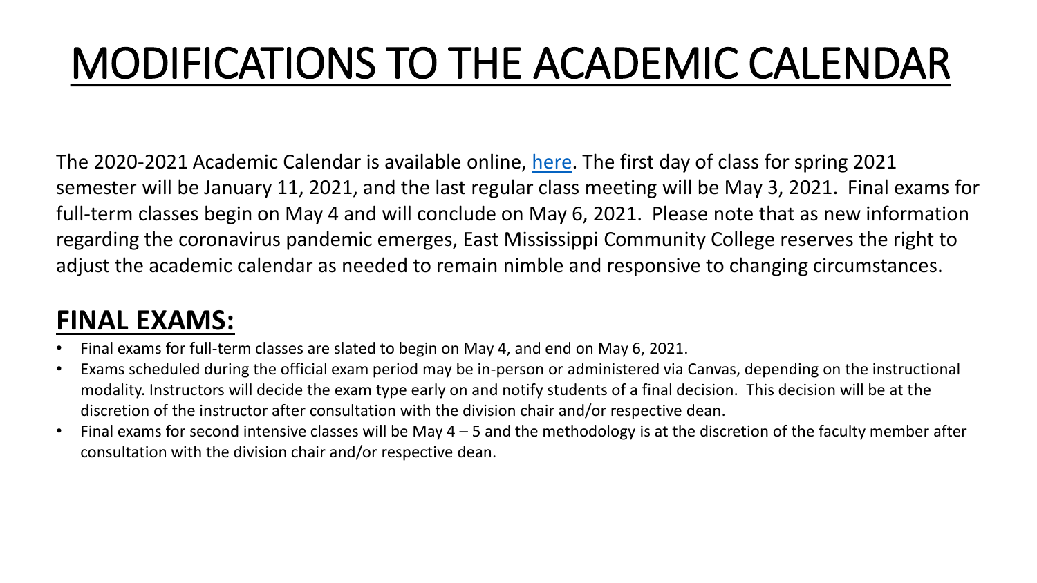# MODIFICATIONS TO THE ACADEMIC CALENDAR

The 2020-2021 Academic Calendar is available online, here. The first day of class for spring 2021 semester will be January 11, 2021, and the last regular class meeting will be May 3, 2021. Final exams for full-term classes begin on May 4 and will conclude on May 6, 2021. Please note that as new information regarding the coronavirus pandemic emerges, East Mississippi Community College reserves the right to adjust the academic calendar as needed to remain nimble and responsive to changing circumstances.

## FINAL EXAMS:

- Final exams for full-term classes are slated to begin on May 4, and end on May 6, 2021.
- Exams scheduled during the official exam period may be in-person or administered via Canvas, depending on the instructional modality. Instructors will decide the exam type early on and notify students of a final decision. This decision will be at the discretion of the instructor after consultation with the division chair and/or respective dean.
- Final exams for second intensive classes will be May 4 – 5 and the methodology is at the discretion of the faculty member after consultation with the division chair and/or respective dean.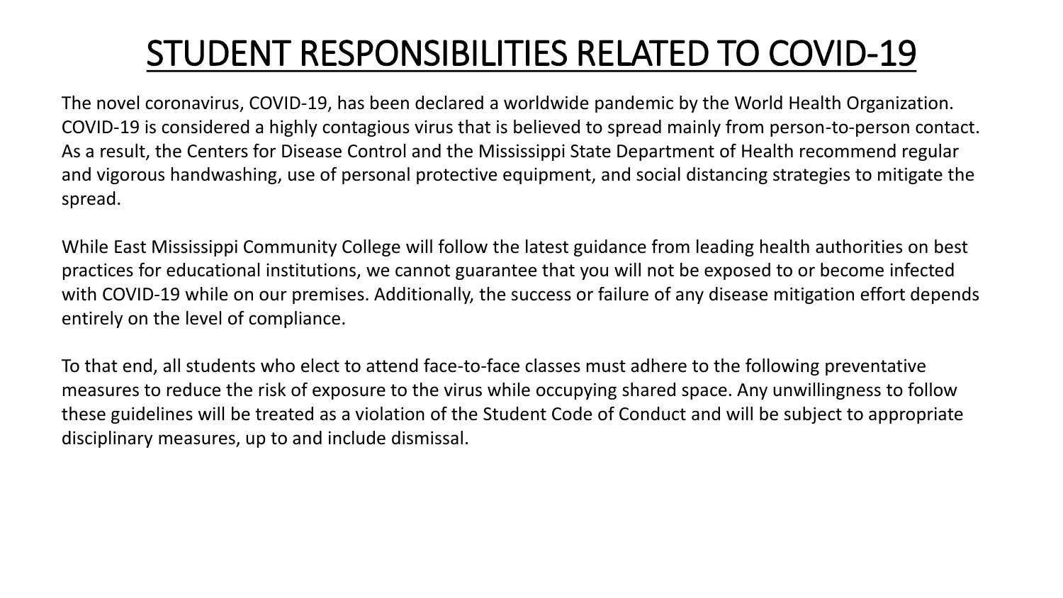# STUDENT RESPONSIBILITIES RELATED TO COVID-19

The novel coronavirus, COVID-19, has been declared a worldwide pandemic by the World Health Organization. COVID-19 is considered a highly contagious virus that is believed to spread mainly from person-to-person contact. As a result, the Centers for Disease Control and the Mississippi State Department of Health recommend regular and vigorous handwashing, use of personal protective equipment, and social distancing strategies to mitigate the spread.

While East Mississippi Community College will follow the latest guidance from leading health authorities on best practices for educational institutions, we cannot guarantee that you will not be exposed to or become infected with COVID-19 while on our premises. Additionally, the success or failure of any disease mitigation effort depends entirely on the level of compliance.

To that end, all students who elect to attend face-to-face classes must adhere to the following preventative measures to reduce the risk of exposure to the virus while occupying shared space. Any unwillingness to follow these guidelines will be treated as a violation of the Student Code of Conduct and will be subject to appropriate disciplinary measures, up to and include dismissal.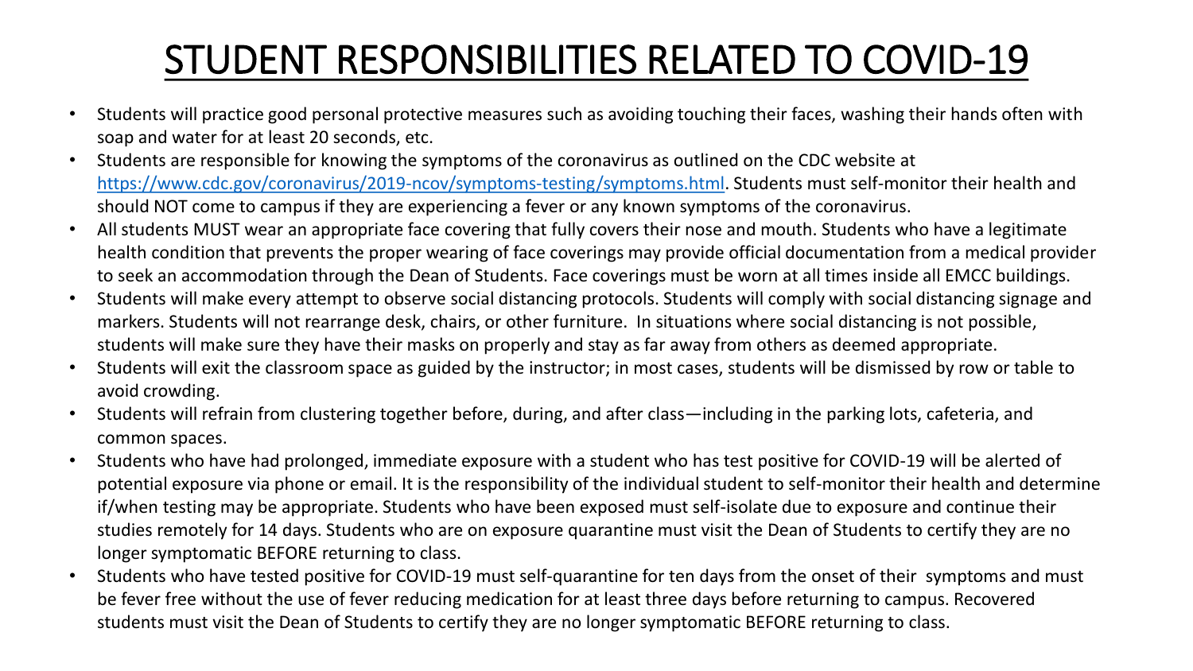# STUDENT RESPONSIBILITIES RELATED TO COVID-19

- Students will practice good personal protective measures such as avoiding touching their faces, washing their hands often with soap and water for at least 20 seconds, etc.
- Students are responsible for knowing the symptoms of the coronavirus as outlined on the CDC website at [https://www.cdc.gov/coronavirus/2019-ncov/symptoms-testing/symptoms.html](https://www.cdc.gov/coronavirus/2019-ncov/symptoms-testing/symptoms.html). Students must self-monitor their health and should NOT come to campus if they are experiencing a fever or any known symptoms of the coronavirus.
- All students MUST wear an appropriate face covering that fully covers their nose and mouth. Students who have a legitimate health condition that prevents the proper wearing of face coverings may provide official documentation from a medical provider to seek an accommodation through the Dean of Students. Face coverings must be worn at all times inside all EMCC buildings.
- Students will make every attempt to observe social distancing protocols. Students will comply with social distancing signage and markers. Students will not rearrange desk, chairs, or other furniture. In situations where social distancing is not possible, students will make sure they have their masks on properly and stay as far away from others as deemed appropriate.
- Students will exit the classroom space as guided by the instructor; in most cases, students will be dismissed by row or table to avoid crowding.
- Students will refrain from clustering together before, during, and after class—including in the parking lots, cafeteria, and common spaces.
- Students who have had prolonged, immediate exposure with a student who has test positive for COVID-19 will be alerted of potential exposure via phone or email. It is the responsibility of the individual student to self-monitor their health and determine if/when testing may be appropriate. Students who have been exposed must self-isolate due to exposure and continue their studies remotely for 14 days. Students who are on exposure quarantine must visit the Dean of Students to certify they are no longer symptomatic BEFORE returning to class.
- Students who have tested positive for COVID-19 must self-quarantine for ten days from the onset of their symptoms and must be fever free without the use of fever reducing medication for at least three days before returning to campus. Recovered students must visit the Dean of Students to certify they are no longer symptomatic BEFORE returning to class.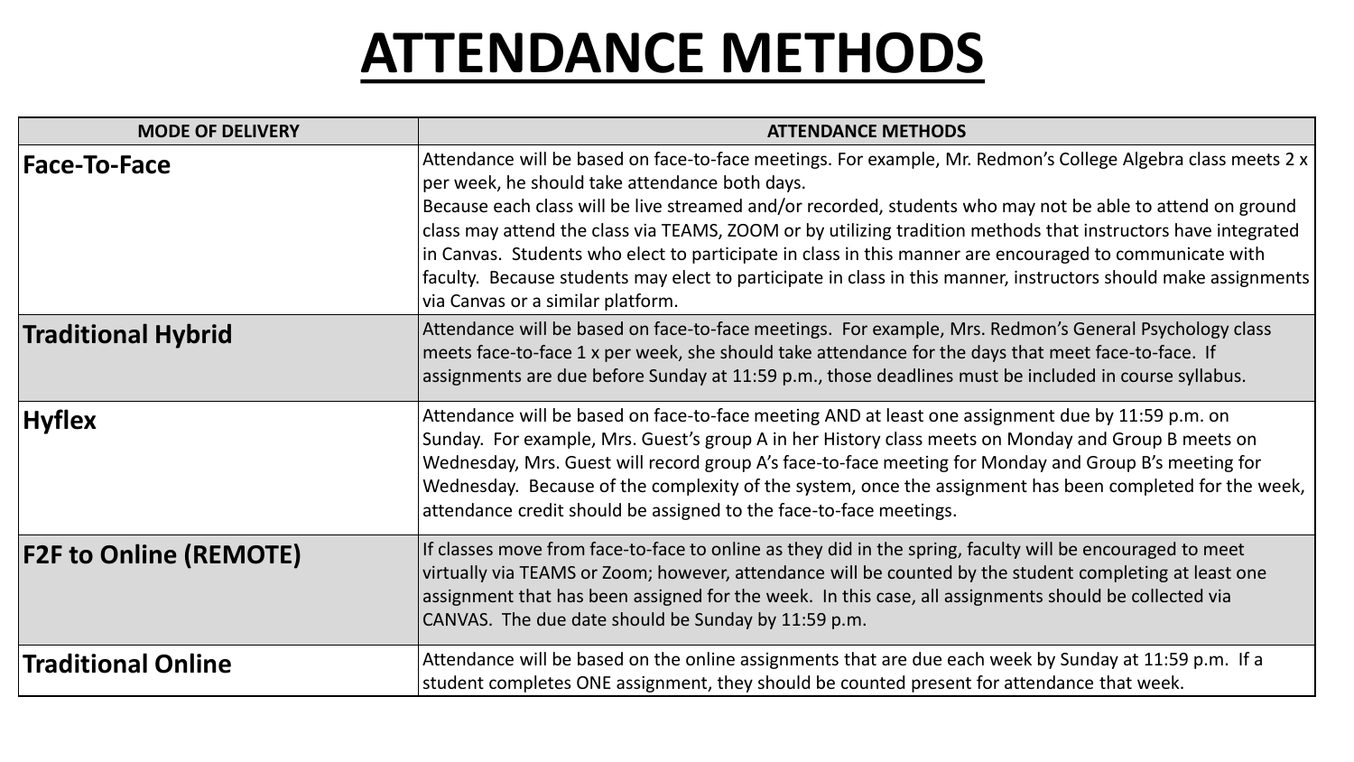# ATTENDANCE METHODS

| MODE OF DELIVERY | ATTENDANCE METHODS |
| --- | --- |
| **Face-To-Face** | Attendance will be based on face-to-face meetings. For example, Mr. Redmon's College Algebra class meets 2 x per week, he should take attendance both days. Because each class will be live streamed and/or recorded, students who may not be able to attend on ground class may attend the class via TEAMS, ZOOM or by utilizing tradition methods that instructors have integrated in Canvas. Students who elect to participate in class in this manner are encouraged to communicate with faculty. Because students may elect to participate in class in this manner, instructors should make assignments via Canvas or a similar platform. |
| **Traditional Hybrid** | Attendance will be based on face-to-face meetings. For example, Mrs. Redmon's General Psychology class meets face-to-face 1 x per week, she should take attendance for the days that meet face-to-face. If assignments are due before Sunday at 11:59 p.m., those deadlines must be included in course syllabus. |
| **Hyflex** | Attendance will be based on face-to-face meeting AND at least one assignment due by 11:59 p.m. on Sunday. For example, Mrs. Guest's group A in her History class meets on Monday and Group B meets on Wednesday, Mrs. Guest will record group A's face-to-face meeting for Monday and Group B's meeting for Wednesday. Because of the complexity of the system, once the assignment has been completed for the week, attendance credit should be assigned to the face-to-face meetings. |
| **F2F to Online (REMOTE)** | If classes move from face-to-face to online as they did in the spring, faculty will be encouraged to meet virtually via TEAMS or Zoom; however, attendance will be counted by the student completing at least one assignment that has been assigned for the week. In this case, all assignments should be collected via CANVAS. The due date should be Sunday by 11:59 p.m. |
| **Traditional Online** | Attendance will be based on the online assignments that are due each week by Sunday at 11:59 p.m. If a student completes ONE assignment, they should be counted present for attendance that week. |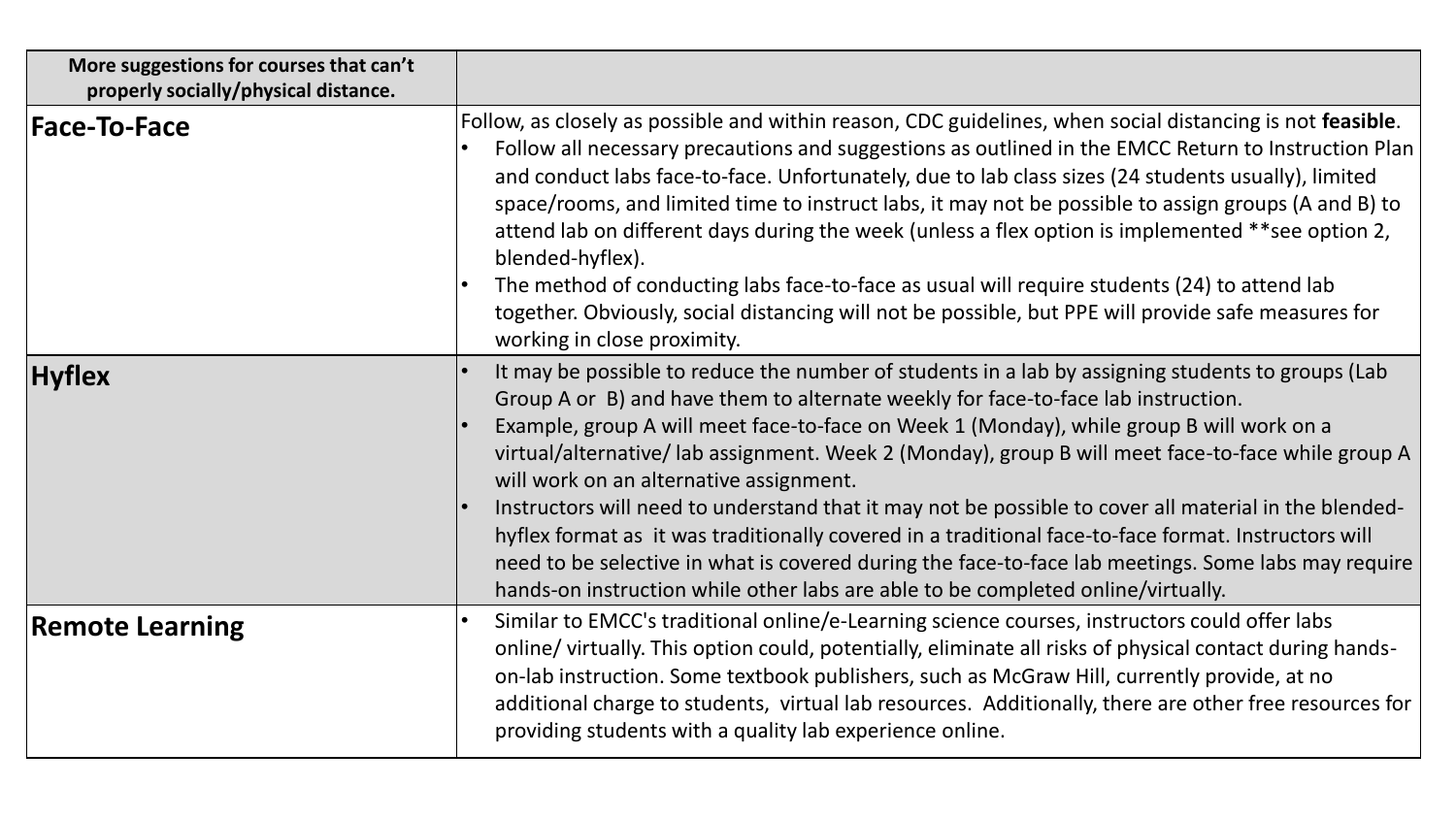| More suggestions for courses that can't properly socially/physical distance. | |
|---|---|
| **Face-To-Face** | Follow, as closely as possible and within reason, CDC guidelines, when social distancing is not **feasible**. <br>• Follow all necessary precautions and suggestions as outlined in the EMCC Return to Instruction Plan and conduct labs face-to-face. Unfortunately, due to lab class sizes (24 students usually), limited space/rooms, and limited time to instruct labs, it may not be possible to assign groups (A and B) to attend lab on different days during the week (unless a flex option is implemented **see option 2, blended-hyflex). <br>• The method of conducting labs face-to-face as usual will require students (24) to attend lab together. Obviously, social distancing will not be possible, but PPE will provide safe measures for working in close proximity. |
| **Hyflex** | • It may be possible to reduce the number of students in a lab by assigning students to groups (Lab Group A or B) and have them to alternate weekly for face-to-face lab instruction. <br>• Example, group A will meet face-to-face on Week 1 (Monday), while group B will work on a virtual/alternative/ lab assignment. Week 2 (Monday), group B will meet face-to-face while group A will work on an alternative assignment. <br>• Instructors will need to understand that it may not be possible to cover all material in the blended-hyflex format as it was traditionally covered in a traditional face-to-face format. Instructors will need to be selective in what is covered during the face-to-face lab meetings. Some labs may require hands-on instruction while other labs are able to be completed online/virtually. |
| **Remote Learning** | • Similar to EMCC's traditional online/e-Learning science courses, instructors could offer labs online/ virtually. This option could, potentially, eliminate all risks of physical contact during hands-on-lab instruction. Some textbook publishers, such as McGraw Hill, currently provide, at no additional charge to students, virtual lab resources. Additionally, there are other free resources for providing students with a quality lab experience online. |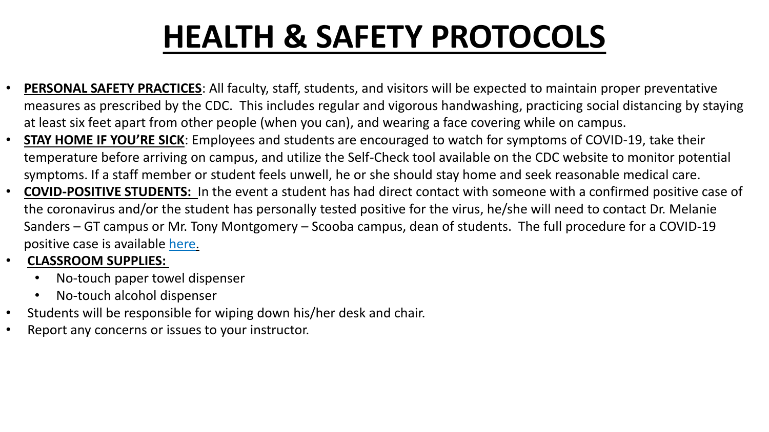# HEALTH & SAFETY PROTOCOLS

- **PERSONAL SAFETY PRACTICES**: All faculty, staff, students, and visitors will be expected to maintain proper preventative measures as prescribed by the CDC. This includes regular and vigorous handwashing, practicing social distancing by staying at least six feet apart from other people (when you can), and wearing a face covering while on campus.
- **STAY HOME IF YOU'RE SICK**: Employees and students are encouraged to watch for symptoms of COVID-19, take their temperature before arriving on campus, and utilize the Self-Check tool available on the CDC website to monitor potential symptoms. If a staff member or student feels unwell, he or she should stay home and seek reasonable medical care.
- **COVID-POSITIVE STUDENTS:** In the event a student has had direct contact with someone with a confirmed positive case of the coronavirus and/or the student has personally tested positive for the virus, he/she will need to contact Dr. Melanie Sanders – GT campus or Mr. Tony Montgomery – Scooba campus, dean of students. The full procedure for a COVID-19 positive case is available here.
- **CLASSROOM SUPPLIES:**
  - No-touch paper towel dispenser
  - No-touch alcohol dispenser
- Students will be responsible for wiping down his/her desk and chair.
- Report any concerns or issues to your instructor.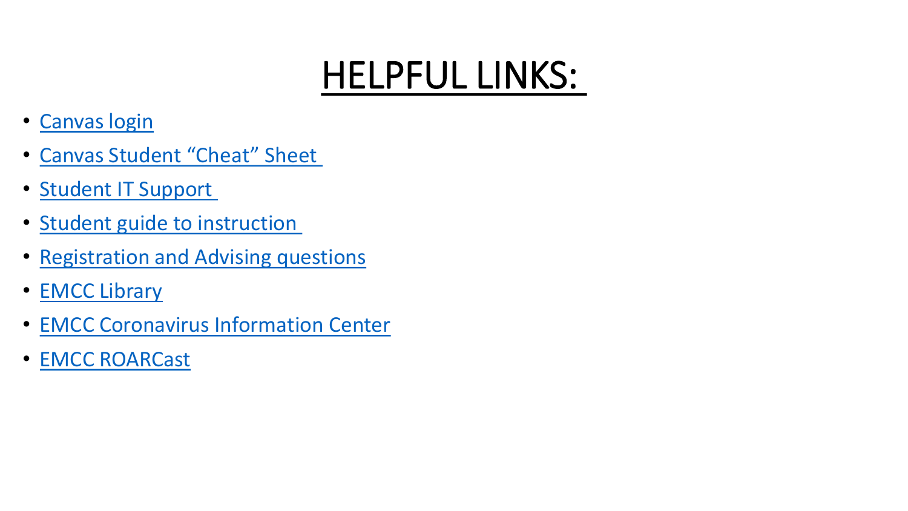# HELPFUL LINKS:

- Canvas login
- Canvas Student "Cheat" Sheet
- Student IT Support
- Student guide to instruction
- Registration and Advising questions
- EMCC Library
- EMCC Coronavirus Information Center
- EMCC ROARCast